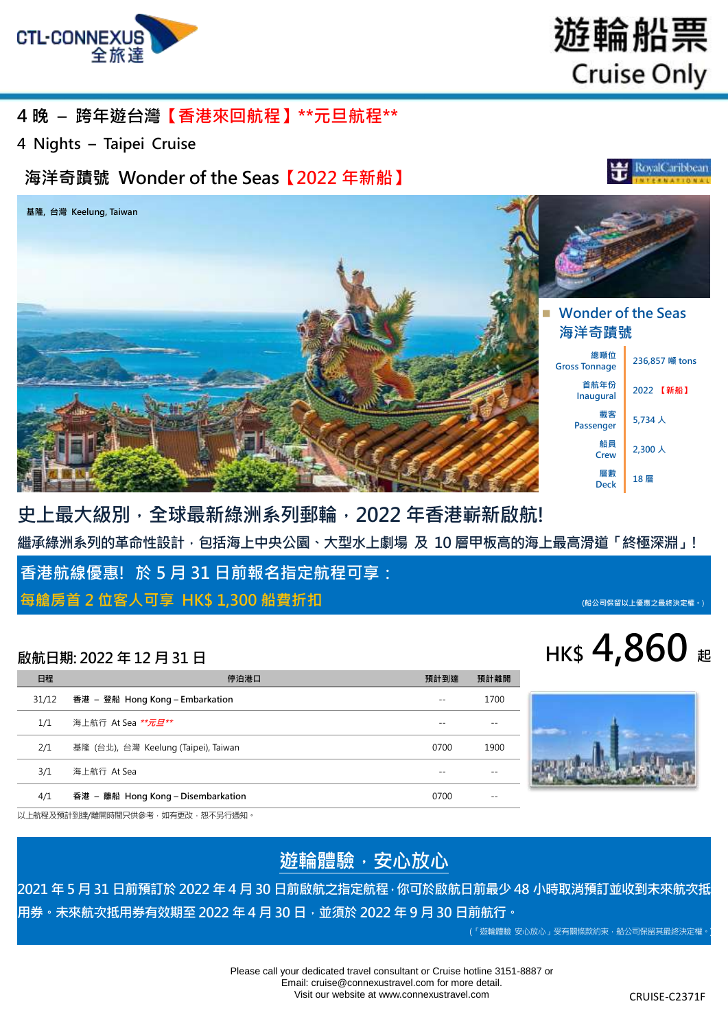CTL-CONNEXUS 全旅達

# 遊輪船票 Cruise Only

## 4 晚 – 跨年遊台灣【香港來回航程】**元旦航程**

## 4 Nights – Taipei Cruise

## 海洋奇蹟號 Wonder of the Seas【2022 年新船】

基隆, 台灣 Keelung, Taiwan

**Wonder of the Seas 海洋奇蹟號**

| | |
|---|---|
| 總噸位 Gross Tonnage | 236,857 噸 tons |
| 首航年份 Inaugural | 2022 【新船】 |
| 載客 Passenger | 5,734 人 |
| 船員 Crew | 2,300 人 |
| 層數 Deck | 18 層 |

## 史上最大級別，全球最新綠洲系列郵輪，2022 年香港嶄新啟航!

**繼承綠洲系列的革命性設計，包括海上中央公園、大型水上劇場 及 10 層甲板高的海上最高滑道「終極深淵」!**

**香港航線優惠! 於 5 月 31 日前報名指定航程可享：**

**每艙房首 2 位客人可享 HK$ 1,300 船費折扣**

(船公司保留以上優惠之最終決定權。)

**HK$ 4,860 起**

**啟航日期: 2022 年 12 月 31 日**

| 日程 | 停泊港口 | 預計到達 | 預計離開 |
|---|---|---|---|
| 31/12 | **香港 – 登船 Hong Kong – Embarkation** | -- | 1700 |
| 1/1 | 海上航行 At Sea ***元旦*** | -- | -- |
| 2/1 | 基隆 (台北), 台灣 Keelung (Taipei), Taiwan | 0700 | 1900 |
| 3/1 | 海上航行 At Sea | -- | -- |
| 4/1 | **香港 – 離船 Hong Kong – Disembarkation** | 0700 | -- |

以上航程及預計到達/離開時間只供參考，如有更改，恕不另行通知。

## 遊輪體驗，安心放心

2021 年 5 月 31 日前預訂於 2022 年 4 月 30 日前啟航之指定航程，你可於啟航日前最少 48 小時取消預訂並收到未來航次抵用券。未來航次抵用券有效期至 2022 年 4 月 30 日，並須於 2022 年 9 月 30 日前航行。

(「遊輪體驗 安心放心」受有關條款約束，船公司保留其最終決定權。)

Please call your dedicated travel consultant or Cruise hotline 3151-8887 or
Email: cruise@connexustravel.com for more detail.
Visit our website at www.connexustravel.com

CRUISE-C2371F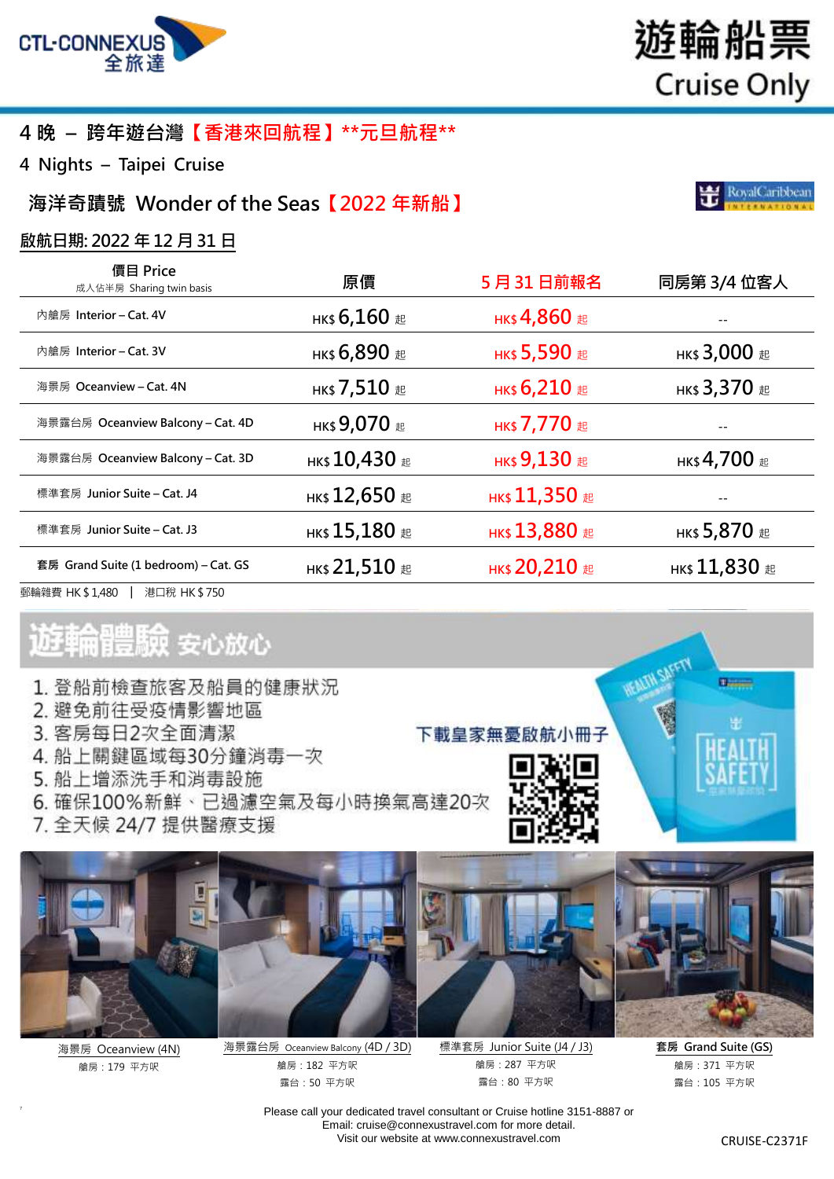CTL-CONNEXUS 全旅達

# 遊輪船票 Cruise Only

## 4 晚 – 跨年遊台灣【香港來回航程】**元旦航程**

4 Nights – Taipei Cruise

## 海洋奇蹟號 Wonder of the Seas【2022 年新船】

**啟航日期: 2022 年 12 月 31 日**

| 價目 Price<br>成人佔半房 Sharing twin basis | 原價 | 5 月 31 日前報名 | 同房第 3/4 位客人 |
|---|---|---|---|
| 內艙房 Interior – Cat. 4V | HK$ 6,160 起 | HK$ 4,860 起 | -- |
| 內艙房 Interior – Cat. 3V | HK$ 6,890 起 | HK$ 5,590 起 | HK$ 3,000 起 |
| 海景房 Oceanview – Cat. 4N | HK$ 7,510 起 | HK$ 6,210 起 | HK$ 3,370 起 |
| 海景露台房 Oceanview Balcony – Cat. 4D | HK$ 9,070 起 | HK$ 7,770 起 | -- |
| 海景露台房 Oceanview Balcony – Cat. 3D | HK$ 10,430 起 | HK$ 9,130 起 | HK$ 4,700 起 |
| 標準套房 Junior Suite – Cat. J4 | HK$ 12,650 起 | HK$ 11,350 起 | -- |
| 標準套房 Junior Suite – Cat. J3 | HK$ 15,180 起 | HK$ 13,880 起 | HK$ 5,870 起 |
| 套房 Grand Suite (1 bedroom) – Cat. GS | HK$ 21,510 起 | HK$ 20,210 起 | HK$ 11,830 起 |

郵輪雜費 HK $ 1,480 | 港口稅 HK $ 750

## 遊輪體驗 安心放心

1. 登船前檢查旅客及船員的健康狀況
2. 避免前往受疫情影響地區
3. 客房每日2次全面清潔
4. 船上關鍵區域每30分鐘消毒一次
5. 船上增添洗手和消毒設施
6. 確保100%新鮮、已過濾空氣及每小時換氣高達20次
7. 全天候 24/7 提供醫療支援

下載皇家無憂啟航小冊子

海景房 Oceanview (4N)
艙房：179 平方呎

海景露台房 Oceanview Balcony (4D / 3D)
艙房：182 平方呎
露台：50 平方呎

標準套房 Junior Suite (J4 / J3)
艙房：287 平方呎
露台：80 平方呎

套房 Grand Suite (GS)
艙房：371 平方呎
露台：105 平方呎

Please call your dedicated travel consultant or Cruise hotline 3151-8887 or
Email: cruise@connexustravel.com for more detail.
Visit our website at www.connexustravel.com

CRUISE-C2371F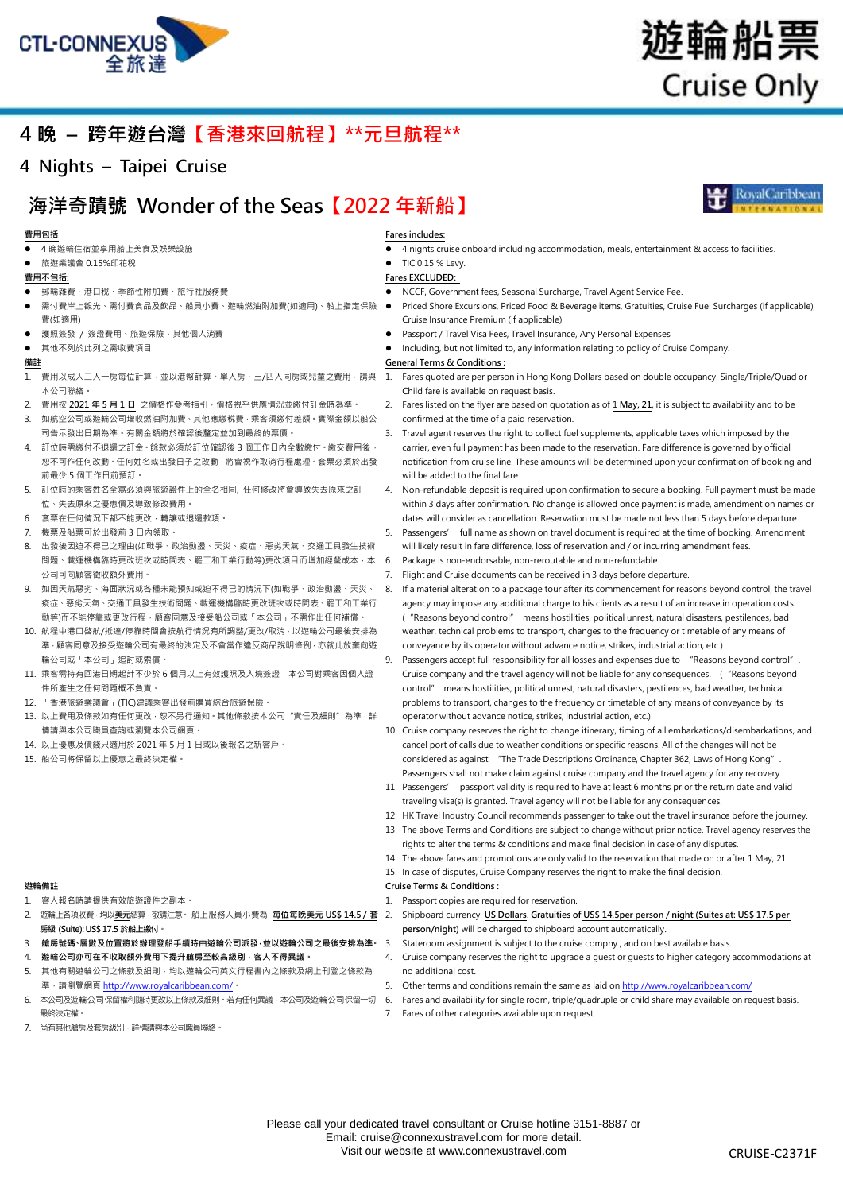# 遊輪船票
## Cruise Only

## 4 晚 – 跨年遊台灣【香港來回航程】**元旦航程**

## 4 Nights – Taipei Cruise

## 海洋奇蹟號 Wonder of the Seas【2022 年新船】

**費用包括**

- 4 晚遊輪住宿並享用船上美食及娛樂設施
- 旅遊業議會 0.15%印花稅

**費用不包括:**

- 郵輪雜費、港口稅、季節性附加費、旅行社服務費
- 需付費岸上觀光、需付費食品及飲品、船員小費、遊輪燃油附加費(如適用)、船上指定保險費(如適用)
- 護照簽發 / 簽證費用、旅遊保險、其他個人消費
- 其他不列於此列之需收費項目

**備註**

1. 費用以成人二人一房每位計算，並以港幣計算。單人房、三/四人同房或兒童之費用，請與本公司聯絡。
2. 費用按 2021 年 5 月 1 日 之價格作參考指引，價格視乎供應情況並繳付訂金時為準。
3. 如航空公司或遊輪公司增收燃油附加費、其他應繳稅費，乘客須繳付差額。實際金額以船公司告示發出日期為準。有關金額將於確認後釐定並加到最終的票價。
4. 訂位時需繳付不退還之訂金。餘款必須於訂位確認後 3 個工作日內全數繳付。繳交費用後，恕不可作任何改動。任何姓名或出發日子之改動，將會視作取消行程處理。套票必須於出發前最少 5 個工作日前預訂。
5. 訂位時的乘客姓名全寫必須與旅遊證件上的全名相同，任何修改將會導致失去原來之訂位、失去原來之優惠價及導致修改費用。
6. 套票在任何情況下都不能更改，轉讓或退還款項。
7. 機票及船票可於出發前 3 日內領取。
8. 出發後因迫不得已之理由(如戰爭、政治動盪、天災、瘟疫、惡劣天氣、交通工具發生技術問題、載運機構臨時更改班次或時間表、罷工和工業行動等)更改項目而增加經營成本，本公司可向顧客徵收額外費用。
9. 如因天氣惡劣、海面狀況或各種未能預知或迫不得已的情況下(如戰爭、政治動盪、天災、瘟疫、惡劣天氣、交通工具發生技術問題、載運機構臨時更改班次或時間表、罷工和工業行動等)而不能停靠或更改行程，顧客同意及接受船公司或「本公司」不需作出任何補償。
10. 航程中港口啟航/抵達/停靠時間會按航行情況有所調整/更改/取消，以遊輪公司最後安排為準，顧客同意及接受遊輪公司有最終的決定及不會當作違反商品說明條例，亦就此放棄向遊輪公司或「本公司」追討或索償。
11. 乘客需持有回港日期起計不少於 6 個月以上有效護照及入境簽證，本公司對乘客因個人證件所產生之任何問題概不負責。
12. 「香港旅遊業議會」(TIC)建議乘客出發前購買綜合旅遊保險。
13. 以上費用及條款如有任何更改，恕不另行通知。其他條款按本公司 "責任及細則" 為準，詳情請與本公司職員查詢或瀏覽本公司網頁。
14. 以上優惠及價錢只適用於 2021 年 5 月 1 日或以後報名之新客戶。
15. 船公司將保留以上優惠之最終決定權。

**遊輪備註**

1. 客人報名時請提供有效旅遊證件之副本。
2. 遊輪上各項收費，均以美元結算，敬請注意。船上服務人員小費為 **每位每晚美元 US$ 14.5 / 套房級 (Suite): US$ 17.5 於船上繳付。**
3. **艙房號碼、層數及位置將於辦理登船手續時由遊輪公司派發，並以遊輪公司之最後安排為準。**
4. **遊輪公司亦可在不收取額外費用下提升艙房至較高級別，客人不得異議。**
5. 其他有關遊輪公司之條款及細則，均以遊輪公司英文行程書內之條款及網上刊登之條款為準，請瀏覽網頁 http://www.royalcaribbean.com/。
6. 本公司及遊輪公司保留權利隨時更改以上條款及細則。若有任何異議，本公司及遊輪公司保留一切最終決定權。
7. 尚有其他艙房及套房級別，詳情請與本公司職員聯絡。

**Fares includes:**

- 4 nights cruise onboard including accommodation, meals, entertainment & access to facilities.
- TIC 0.15 % Levy.

**Fares EXCLUDED:**

- NCCF, Government fees, Seasonal Surcharge, Travel Agent Service Fee.
- Priced Shore Excursions, Priced Food & Beverage items, Gratuities, Cruise Fuel Surcharges (if applicable), Cruise Insurance Premium (if applicable)
- Passport / Travel Visa Fees, Travel Insurance, Any Personal Expenses
- Including, but not limited to, any information relating to policy of Cruise Company.

**General Terms & Conditions :**

1. Fares quoted are per person in Hong Kong Dollars based on double occupancy. Single/Triple/Quad or Child fare is available on request basis.
2. Fares listed on the flyer are based on quotation as of 1 May, 21, it is subject to availability and to be confirmed at the time of a paid reservation.
3. Travel agent reserves the right to collect fuel supplements, applicable taxes which imposed by the carrier, even full payment has been made to the reservation. Fare difference is governed by official notification from cruise line. These amounts will be determined upon your confirmation of booking and will be added to the final fare.
4. Non-refundable deposit is required upon confirmation to secure a booking. Full payment must be made within 3 days after confirmation. No change is allowed once payment is made, amendment on names or dates will consider as cancellation. Reservation must be made not less than 5 days before departure.
5. Passengers' full name as shown on travel document is required at the time of booking. Amendment will likely result in fare difference, loss of reservation and / or incurring amendment fees.
6. Package is non-endorsable, non-rerouteable and non-refundable.
7. Flight and Cruise documents can be received in 3 days before departure.
8. If a material alteration to a package tour after its commencement for reasons beyond control, the travel agency may impose any additional charge to his clients as a result of an increase in operation costs. ("Reasons beyond control" means hostilities, political unrest, natural disasters, pestilences, bad weather, technical problems to transport, changes to the frequency or timetable of any means of conveyance by its operator without advance notice, strikes, industrial action, etc.)
9. Passengers accept full responsibility for all losses and expenses due to "Reasons beyond control". Cruise company and the travel agency will not be liable for any consequences. ("Reasons beyond control" means hostilities, political unrest, natural disasters, pestilences, bad weather, technical problems to transport, changes to the frequency or timetable of any means of conveyance by its operator without advance notice, strikes, industrial action, etc.)
10. Cruise company reserves the right to change itinerary, timing of all embarkations/disembarkations, and cancel port of calls due to weather conditions or specific reasons. All of the changes will not be considered as against "The Trade Descriptions Ordinance, Chapter 362, Laws of Hong Kong". Passengers shall not make claim against cruise company and the travel agency for any recovery.
11. Passengers' passport validity is required to have at least 6 months prior the return date and valid traveling visa(s) is granted. Travel agency will not be liable for any consequences.
12. HK Travel Industry Council recommends passenger to take out the travel insurance before the journey.
13. The above Terms and Conditions are subject to change without prior notice. Travel agency reserves the rights to alter the terms & conditions and make final decision in case of any disputes.
14. The above fares and promotions are only valid to the reservation that made on or after 1 May, 21.
15. In case of disputes, Cruise Company reserves the right to make the final decision.

**Cruise Terms & Conditions :**

1. Passport copies are required for reservation.
2. Shipboard currency: US Dollars. Gratuities of US$ 14.5per person / night (Suites at: US$ 17.5 per person/night) will be charged to shipboard account automatically.
3. Stateroom assignment is subject to the cruise compny, and on best available basis.
4. Cruise company reserves the right to upgrade a guest or guests to higher category accommodations at no additional cost.
5. Other terms and conditions remain the same as laid on http://www.royalcaribbean.com/
6. Fares and availability for single room, triple/quadruple or child share may available on request basis.
7. Fares of other categories available upon request.

Please call your dedicated travel consultant or Cruise hotline 3151-8887 or
Email: cruise@connexustravel.com for more detail.
Visit our website at www.connexustravel.com

CRUISE-C2371F